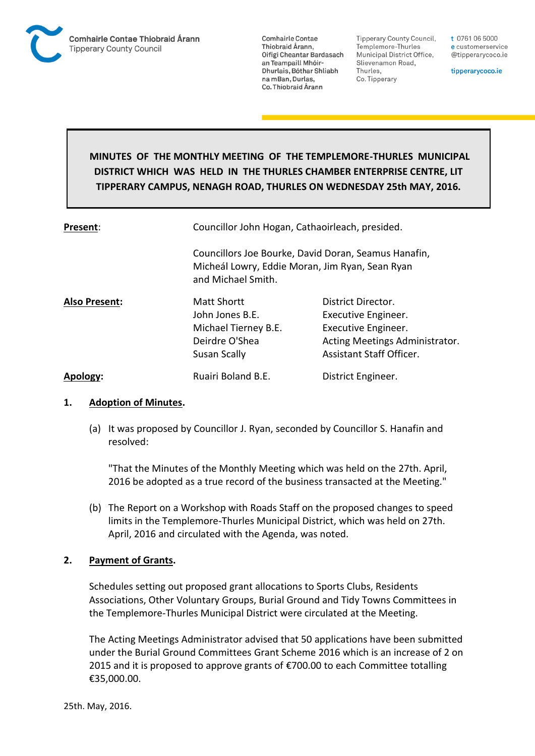**Comhairle Contae Thiobraid Árann**
Tipperary County Council

Comhairle Contae Thiobraid Árann, Oifigí Cheantar Bardasach an Teampaill Mhóir-Dhurlais, Bóthar Shliabh na mBan, Durlas, Co. Thiobraid Árann

Tipperary County Council, Templemore-Thurles Municipal District Office, Slievenamon Road, Thurles, Co. Tipperary

t 0761 06 5000
e customerservice@tipperarycoco.ie

tipperarycoco.ie

**MINUTES OF THE MONTHLY MEETING OF THE TEMPLEMORE-THURLES MUNICIPAL DISTRICT WHICH WAS HELD IN THE THURLES CHAMBER ENTERPRISE CENTRE, LIT TIPPERARY CAMPUS, NENAGH ROAD, THURLES ON WEDNESDAY 25th MAY, 2016.**

| | | |
|---|---|---|
| **Present**: | Councillor John Hogan, Cathaoirleach, presided. | |
| | Councillors Joe Bourke, David Doran, Seamus Hanafin, Micheál Lowry, Eddie Moran, Jim Ryan, Sean Ryan and Michael Smith. | |
| **Also Present:** | Matt Shortt | District Director. |
| | John Jones B.E. | Executive Engineer. |
| | Michael Tierney B.E. | Executive Engineer. |
| | Deirdre O'Shea | Acting Meetings Administrator. |
| | Susan Scally | Assistant Staff Officer. |
| **Apology:** | Ruairi Boland B.E. | District Engineer. |

**1. Adoption of Minutes.**

(a) It was proposed by Councillor J. Ryan, seconded by Councillor S. Hanafin and resolved:

"That the Minutes of the Monthly Meeting which was held on the 27th. April, 2016 be adopted as a true record of the business transacted at the Meeting."

(b) The Report on a Workshop with Roads Staff on the proposed changes to speed limits in the Templemore-Thurles Municipal District, which was held on 27th. April, 2016 and circulated with the Agenda, was noted.

**2. Payment of Grants.**

Schedules setting out proposed grant allocations to Sports Clubs, Residents Associations, Other Voluntary Groups, Burial Ground and Tidy Towns Committees in the Templemore-Thurles Municipal District were circulated at the Meeting.

The Acting Meetings Administrator advised that 50 applications have been submitted under the Burial Ground Committees Grant Scheme 2016 which is an increase of 2 on 2015 and it is proposed to approve grants of €700.00 to each Committee totalling €35,000.00.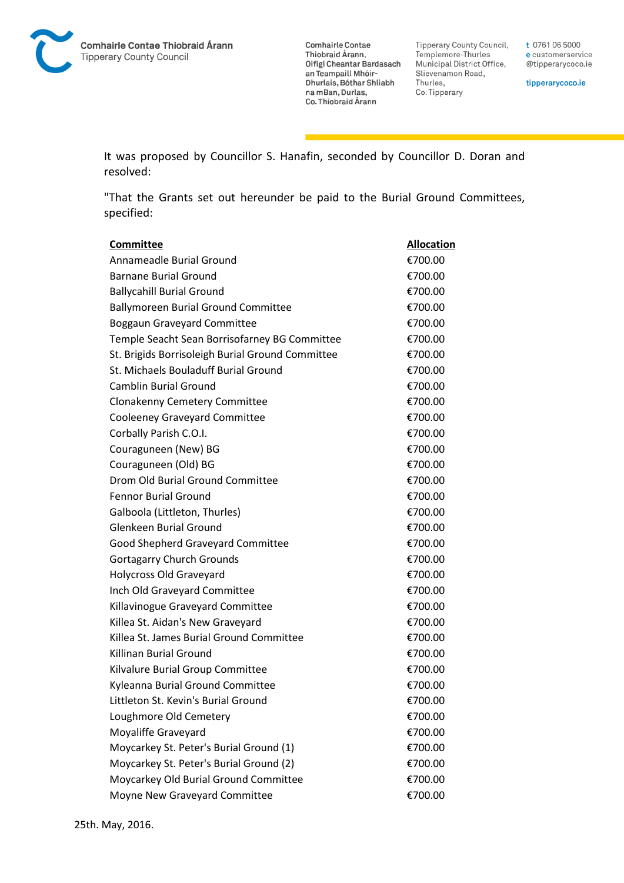It was proposed by Councillor S. Hanafin, seconded by Councillor D. Doran and resolved:

"That the Grants set out hereunder be paid to the Burial Ground Committees, specified:

| **Committee** | **Allocation** |
|---|---|
| Annameadle Burial Ground | €700.00 |
| Barnane Burial Ground | €700.00 |
| Ballycahill Burial Ground | €700.00 |
| Ballymoreen Burial Ground Committee | €700.00 |
| Boggaun Graveyard Committee | €700.00 |
| Temple Seacht Sean Borrisofarney BG Committee | €700.00 |
| St. Brigids Borrisoleigh Burial Ground Committee | €700.00 |
| St. Michaels Bouladuff Burial Ground | €700.00 |
| Camblin Burial Ground | €700.00 |
| Clonakenny Cemetery Committee | €700.00 |
| Cooleeney Graveyard Committee | €700.00 |
| Corbally Parish C.O.I. | €700.00 |
| Couraguneen (New) BG | €700.00 |
| Couraguneen (Old) BG | €700.00 |
| Drom Old Burial Ground Committee | €700.00 |
| Fennor Burial Ground | €700.00 |
| Galboola (Littleton, Thurles) | €700.00 |
| Glenkeen Burial Ground | €700.00 |
| Good Shepherd Graveyard Committee | €700.00 |
| Gortagarry Church Grounds | €700.00 |
| Holycross Old Graveyard | €700.00 |
| Inch Old Graveyard Committee | €700.00 |
| Killavinogue Graveyard Committee | €700.00 |
| Killea St. Aidan's New Graveyard | €700.00 |
| Killea St. James Burial Ground Committee | €700.00 |
| Killinan Burial Ground | €700.00 |
| Kilvalure Burial Group Committee | €700.00 |
| Kyleanna Burial Ground Committee | €700.00 |
| Littleton St. Kevin's Burial Ground | €700.00 |
| Loughmore Old Cemetery | €700.00 |
| Moyaliffe Graveyard | €700.00 |
| Moycarkey St. Peter's Burial Ground (1) | €700.00 |
| Moycarkey St. Peter's Burial Ground (2) | €700.00 |
| Moycarkey Old Burial Ground Committee | €700.00 |
| Moyne New Graveyard Committee | €700.00 |

25th. May, 2016.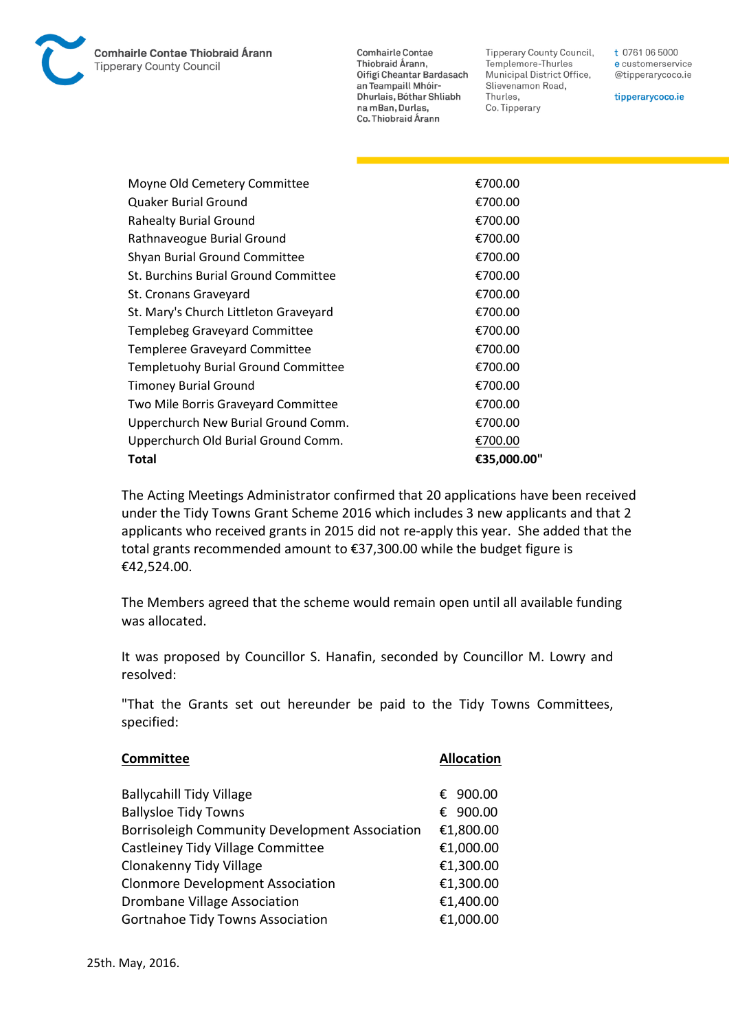| | |
|---|---|
| Moyne Old Cemetery Committee | €700.00 |
| Quaker Burial Ground | €700.00 |
| Rahealty Burial Ground | €700.00 |
| Rathnaveogue Burial Ground | €700.00 |
| Shyan Burial Ground Committee | €700.00 |
| St. Burchins Burial Ground Committee | €700.00 |
| St. Cronans Graveyard | €700.00 |
| St. Mary's Church Littleton Graveyard | €700.00 |
| Templebeg Graveyard Committee | €700.00 |
| Templeree Graveyard Committee | €700.00 |
| Templetuohy Burial Ground Committee | €700.00 |
| Timoney Burial Ground | €700.00 |
| Two Mile Borris Graveyard Committee | €700.00 |
| Upperchurch New Burial Ground Comm. | €700.00 |
| Upperchurch Old Burial Ground Comm. | €700.00 |
| **Total** | **€35,000.00"** |

The Acting Meetings Administrator confirmed that 20 applications have been received under the Tidy Towns Grant Scheme 2016 which includes 3 new applicants and that 2 applicants who received grants in 2015 did not re-apply this year. She added that the total grants recommended amount to €37,300.00 while the budget figure is €42,524.00.

The Members agreed that the scheme would remain open until all available funding was allocated.

It was proposed by Councillor S. Hanafin, seconded by Councillor M. Lowry and resolved:

"That the Grants set out hereunder be paid to the Tidy Towns Committees, specified:

| <u>**Committee**</u> | <u>**Allocation**</u> |
|---|---|
| Ballycahill Tidy Village | € 900.00 |
| Ballysloe Tidy Towns | € 900.00 |
| Borrisoleigh Community Development Association | €1,800.00 |
| Castleiney Tidy Village Committee | €1,000.00 |
| Clonakenny Tidy Village | €1,300.00 |
| Clonmore Development Association | €1,300.00 |
| Drombane Village Association | €1,400.00 |
| Gortnahoe Tidy Towns Association | €1,000.00 |

25th. May, 2016.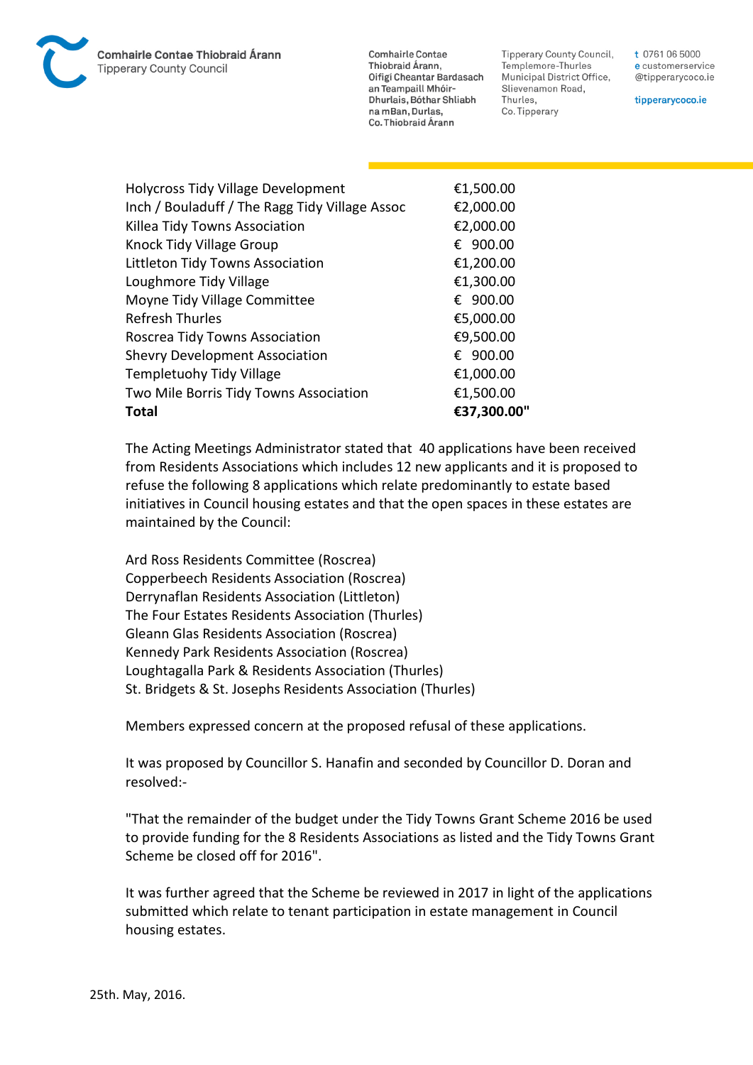| | |
|---|---|
| Holycross Tidy Village Development | €1,500.00 |
| Inch / Bouladuff / The Ragg Tidy Village Assoc | €2,000.00 |
| Killea Tidy Towns Association | €2,000.00 |
| Knock Tidy Village Group | € 900.00 |
| Littleton Tidy Towns Association | €1,200.00 |
| Loughmore Tidy Village | €1,300.00 |
| Moyne Tidy Village Committee | € 900.00 |
| Refresh Thurles | €5,000.00 |
| Roscrea Tidy Towns Association | €9,500.00 |
| Shevry Development Association | € 900.00 |
| Templetuohy Tidy Village | €1,000.00 |
| Two Mile Borris Tidy Towns Association | €1,500.00 |
| **Total** | **€37,300.00"** |

The Acting Meetings Administrator stated that 40 applications have been received from Residents Associations which includes 12 new applicants and it is proposed to refuse the following 8 applications which relate predominantly to estate based initiatives in Council housing estates and that the open spaces in these estates are maintained by the Council:

Ard Ross Residents Committee (Roscrea)
Copperbeech Residents Association (Roscrea)
Derrynaflan Residents Association (Littleton)
The Four Estates Residents Association (Thurles)
Gleann Glas Residents Association (Roscrea)
Kennedy Park Residents Association (Roscrea)
Loughtagalla Park & Residents Association (Thurles)
St. Bridgets & St. Josephs Residents Association (Thurles)

Members expressed concern at the proposed refusal of these applications.

It was proposed by Councillor S. Hanafin and seconded by Councillor D. Doran and resolved:-

"That the remainder of the budget under the Tidy Towns Grant Scheme 2016 be used to provide funding for the 8 Residents Associations as listed and the Tidy Towns Grant Scheme be closed off for 2016".

It was further agreed that the Scheme be reviewed in 2017 in light of the applications submitted which relate to tenant participation in estate management in Council housing estates.

25th. May, 2016.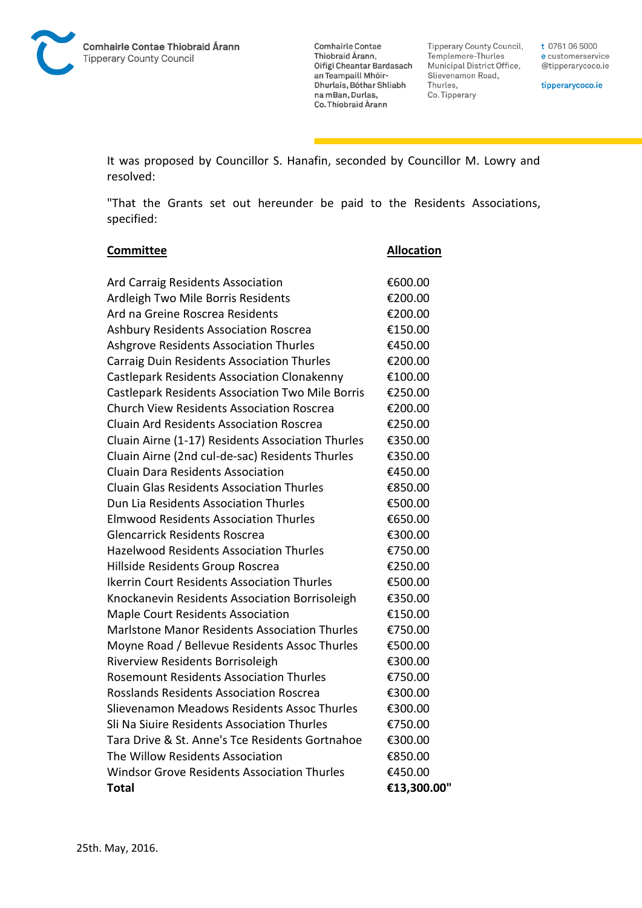It was proposed by Councillor S. Hanafin, seconded by Councillor M. Lowry and resolved:

"That the Grants set out hereunder be paid to the Residents Associations, specified:

| **Committee** | **Allocation** |
|---|---|
| Ard Carraig Residents Association | €600.00 |
| Ardleigh Two Mile Borris Residents | €200.00 |
| Ard na Greine Roscrea Residents | €200.00 |
| Ashbury Residents Association Roscrea | €150.00 |
| Ashgrove Residents Association Thurles | €450.00 |
| Carraig Duin Residents Association Thurles | €200.00 |
| Castlepark Residents Association Clonakenny | €100.00 |
| Castlepark Residents Association Two Mile Borris | €250.00 |
| Church View Residents Association Roscrea | €200.00 |
| Cluain Ard Residents Association Roscrea | €250.00 |
| Cluain Airne (1-17) Residents Association Thurles | €350.00 |
| Cluain Airne (2nd cul-de-sac) Residents Thurles | €350.00 |
| Cluain Dara Residents Association | €450.00 |
| Cluain Glas Residents Association Thurles | €850.00 |
| Dun Lia Residents Association Thurles | €500.00 |
| Elmwood Residents Association Thurles | €650.00 |
| Glencarrick Residents Roscrea | €300.00 |
| Hazelwood Residents Association Thurles | €750.00 |
| Hillside Residents Group Roscrea | €250.00 |
| Ikerrin Court Residents Association Thurles | €500.00 |
| Knockanevin Residents Association Borrisoleigh | €350.00 |
| Maple Court Residents Association | €150.00 |
| Marlstone Manor Residents Association Thurles | €750.00 |
| Moyne Road / Bellevue Residents Assoc Thurles | €500.00 |
| Riverview Residents Borrisoleigh | €300.00 |
| Rosemount Residents Association Thurles | €750.00 |
| Rosslands Residents Association Roscrea | €300.00 |
| Slievenamon Meadows Residents Assoc Thurles | €300.00 |
| Sli Na Siuire Residents Association Thurles | €750.00 |
| Tara Drive & St. Anne's Tce Residents Gortnahoe | €300.00 |
| The Willow Residents Association | €850.00 |
| Windsor Grove Residents Association Thurles | €450.00 |
| **Total** | **€13,300.00"** |

25th. May, 2016.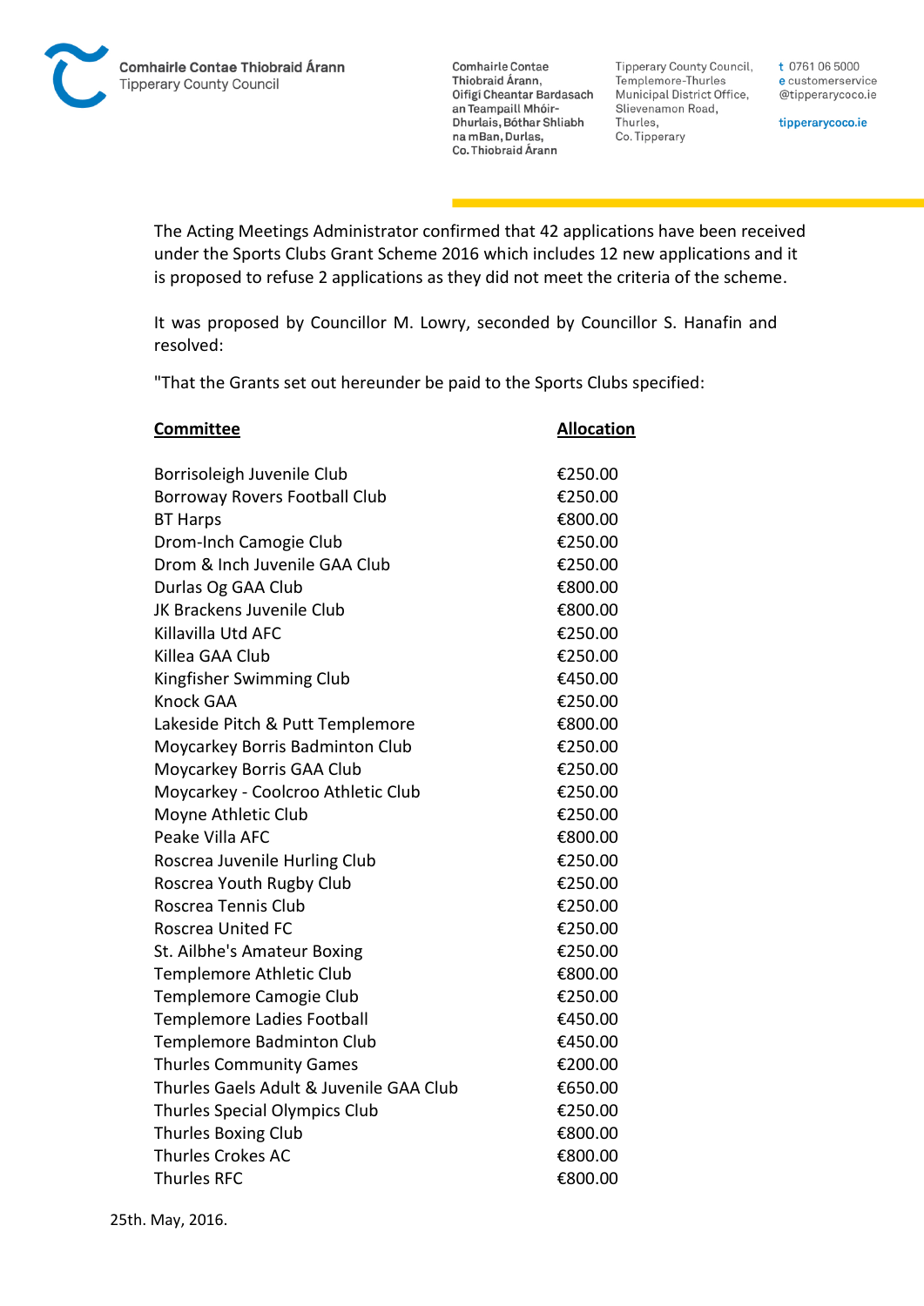The Acting Meetings Administrator confirmed that 42 applications have been received under the Sports Clubs Grant Scheme 2016 which includes 12 new applications and it is proposed to refuse 2 applications as they did not meet the criteria of the scheme.

It was proposed by Councillor M. Lowry, seconded by Councillor S. Hanafin and resolved:

"That the Grants set out hereunder be paid to the Sports Clubs specified:

| **Committee** | **Allocation** |
| --- | --- |
| Borrisoleigh Juvenile Club | €250.00 |
| Borroway Rovers Football Club | €250.00 |
| BT Harps | €800.00 |
| Drom-Inch Camogie Club | €250.00 |
| Drom & Inch Juvenile GAA Club | €250.00 |
| Durlas Og GAA Club | €800.00 |
| JK Brackens Juvenile Club | €800.00 |
| Killavilla Utd AFC | €250.00 |
| Killea GAA Club | €250.00 |
| Kingfisher Swimming Club | €450.00 |
| Knock GAA | €250.00 |
| Lakeside Pitch & Putt Templemore | €800.00 |
| Moycarkey Borris Badminton Club | €250.00 |
| Moycarkey Borris GAA Club | €250.00 |
| Moycarkey - Coolcroo Athletic Club | €250.00 |
| Moyne Athletic Club | €250.00 |
| Peake Villa AFC | €800.00 |
| Roscrea Juvenile Hurling Club | €250.00 |
| Roscrea Youth Rugby Club | €250.00 |
| Roscrea Tennis Club | €250.00 |
| Roscrea United FC | €250.00 |
| St. Ailbhe's Amateur Boxing | €250.00 |
| Templemore Athletic Club | €800.00 |
| Templemore Camogie Club | €250.00 |
| Templemore Ladies Football | €450.00 |
| Templemore Badminton Club | €450.00 |
| Thurles Community Games | €200.00 |
| Thurles Gaels Adult & Juvenile GAA Club | €650.00 |
| Thurles Special Olympics Club | €250.00 |
| Thurles Boxing Club | €800.00 |
| Thurles Crokes AC | €800.00 |
| Thurles RFC | €800.00 |

25th. May, 2016.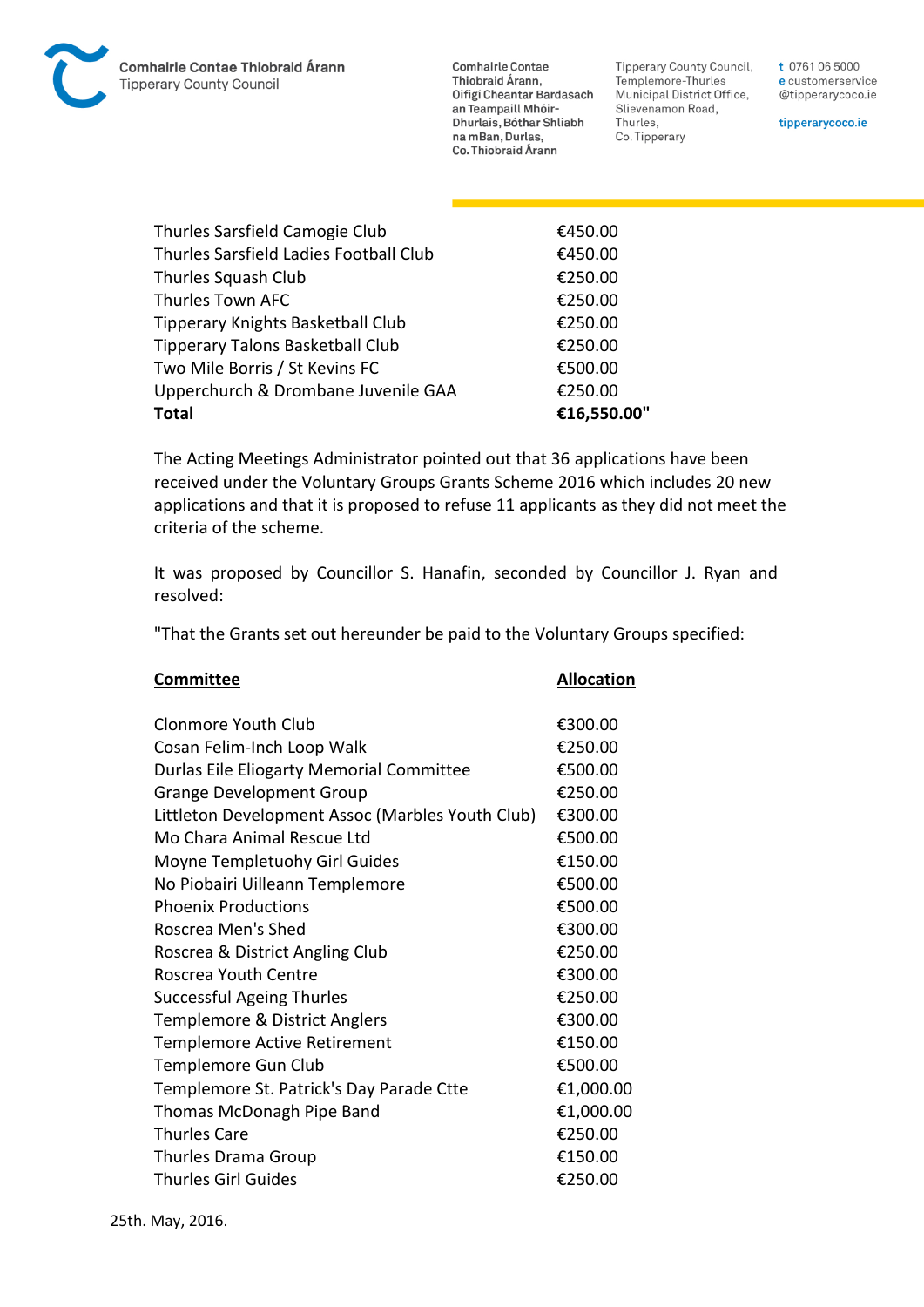| | |
|---|---|
| Thurles Sarsfield Camogie Club | €450.00 |
| Thurles Sarsfield Ladies Football Club | €450.00 |
| Thurles Squash Club | €250.00 |
| Thurles Town AFC | €250.00 |
| Tipperary Knights Basketball Club | €250.00 |
| Tipperary Talons Basketball Club | €250.00 |
| Two Mile Borris / St Kevins FC | €500.00 |
| Upperchurch & Drombane Juvenile GAA | €250.00 |
| **Total** | **€16,550.00"** |

The Acting Meetings Administrator pointed out that 36 applications have been received under the Voluntary Groups Grants Scheme 2016 which includes 20 new applications and that it is proposed to refuse 11 applicants as they did not meet the criteria of the scheme.

It was proposed by Councillor S. Hanafin, seconded by Councillor J. Ryan and resolved:

"That the Grants set out hereunder be paid to the Voluntary Groups specified:

| **Committee** | **Allocation** |
|---|---|
| Clonmore Youth Club | €300.00 |
| Cosan Felim-Inch Loop Walk | €250.00 |
| Durlas Eile Eliogarty Memorial Committee | €500.00 |
| Grange Development Group | €250.00 |
| Littleton Development Assoc (Marbles Youth Club) | €300.00 |
| Mo Chara Animal Rescue Ltd | €500.00 |
| Moyne Templetuohy Girl Guides | €150.00 |
| No Piobairi Uilleann Templemore | €500.00 |
| Phoenix Productions | €500.00 |
| Roscrea Men's Shed | €300.00 |
| Roscrea & District Angling Club | €250.00 |
| Roscrea Youth Centre | €300.00 |
| Successful Ageing Thurles | €250.00 |
| Templemore & District Anglers | €300.00 |
| Templemore Active Retirement | €150.00 |
| Templemore Gun Club | €500.00 |
| Templemore St. Patrick's Day Parade Ctte | €1,000.00 |
| Thomas McDonagh Pipe Band | €1,000.00 |
| Thurles Care | €250.00 |
| Thurles Drama Group | €150.00 |
| Thurles Girl Guides | €250.00 |

25th. May, 2016.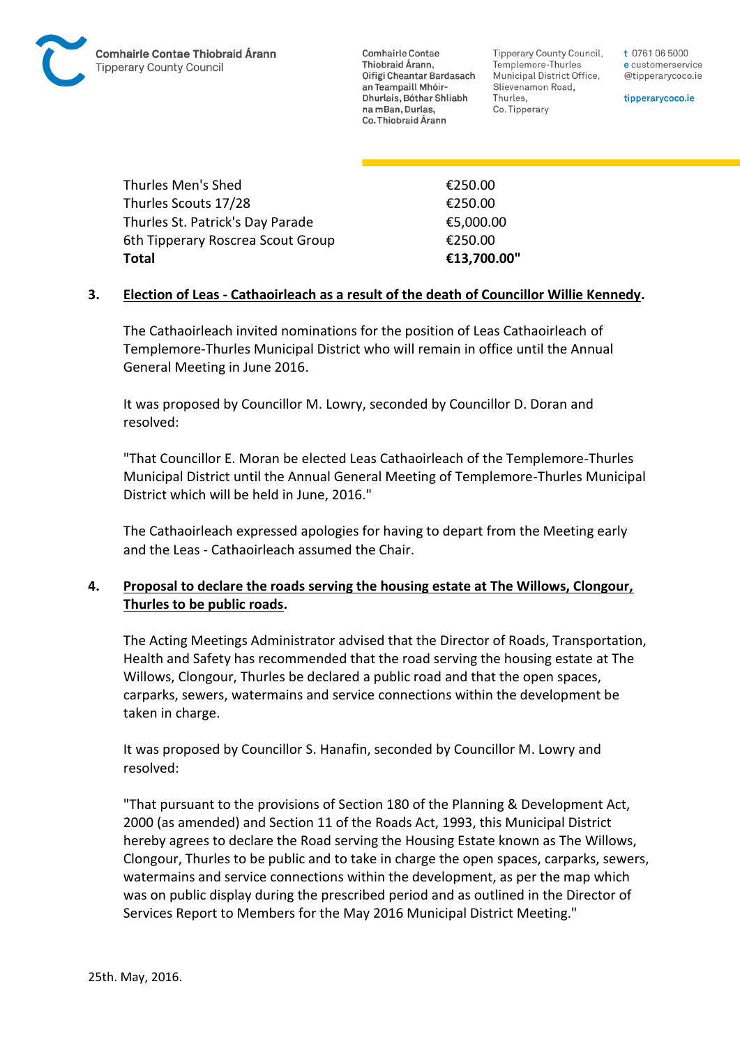| | |
|---|---|
| Thurles Men's Shed | €250.00 |
| Thurles Scouts 17/28 | €250.00 |
| Thurles St. Patrick's Day Parade | €5,000.00 |
| 6th Tipperary Roscrea Scout Group | €250.00 |
| **Total** | **€13,700.00"** |

**3. Election of Leas - Cathaoirleach as a result of the death of Councillor Willie Kennedy.**

The Cathaoirleach invited nominations for the position of Leas Cathaoirleach of Templemore-Thurles Municipal District who will remain in office until the Annual General Meeting in June 2016.

It was proposed by Councillor M. Lowry, seconded by Councillor D. Doran and resolved:

"That Councillor E. Moran be elected Leas Cathaoirleach of the Templemore-Thurles Municipal District until the Annual General Meeting of Templemore-Thurles Municipal District which will be held in June, 2016."

The Cathaoirleach expressed apologies for having to depart from the Meeting early and the Leas - Cathaoirleach assumed the Chair.

**4. Proposal to declare the roads serving the housing estate at The Willows, Clongour, Thurles to be public roads.**

The Acting Meetings Administrator advised that the Director of Roads, Transportation, Health and Safety has recommended that the road serving the housing estate at The Willows, Clongour, Thurles be declared a public road and that the open spaces, carparks, sewers, watermains and service connections within the development be taken in charge.

It was proposed by Councillor S. Hanafin, seconded by Councillor M. Lowry and resolved:

"That pursuant to the provisions of Section 180 of the Planning & Development Act, 2000 (as amended) and Section 11 of the Roads Act, 1993, this Municipal District hereby agrees to declare the Road serving the Housing Estate known as The Willows, Clongour, Thurles to be public and to take in charge the open spaces, carparks, sewers, watermains and service connections within the development, as per the map which was on public display during the prescribed period and as outlined in the Director of Services Report to Members for the May 2016 Municipal District Meeting."

25th. May, 2016.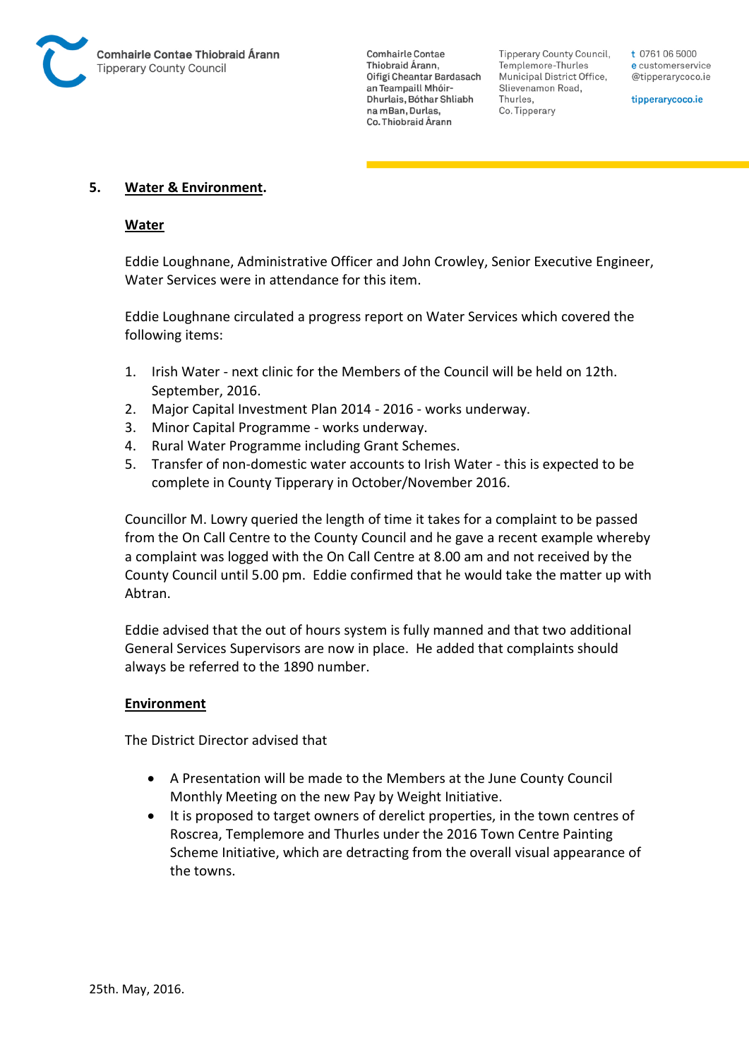## 5. Water & Environment.

### Water

Eddie Loughnane, Administrative Officer and John Crowley, Senior Executive Engineer, Water Services were in attendance for this item.

Eddie Loughnane circulated a progress report on Water Services which covered the following items:

1. Irish Water - next clinic for the Members of the Council will be held on 12th. September, 2016.
2. Major Capital Investment Plan 2014 - 2016 - works underway.
3. Minor Capital Programme - works underway.
4. Rural Water Programme including Grant Schemes.
5. Transfer of non-domestic water accounts to Irish Water - this is expected to be complete in County Tipperary in October/November 2016.

Councillor M. Lowry queried the length of time it takes for a complaint to be passed from the On Call Centre to the County Council and he gave a recent example whereby a complaint was logged with the On Call Centre at 8.00 am and not received by the County Council until 5.00 pm. Eddie confirmed that he would take the matter up with Abtran.

Eddie advised that the out of hours system is fully manned and that two additional General Services Supervisors are now in place. He added that complaints should always be referred to the 1890 number.

### Environment

The District Director advised that

- A Presentation will be made to the Members at the June County Council Monthly Meeting on the new Pay by Weight Initiative.
- It is proposed to target owners of derelict properties, in the town centres of Roscrea, Templemore and Thurles under the 2016 Town Centre Painting Scheme Initiative, which are detracting from the overall visual appearance of the towns.

25th. May, 2016.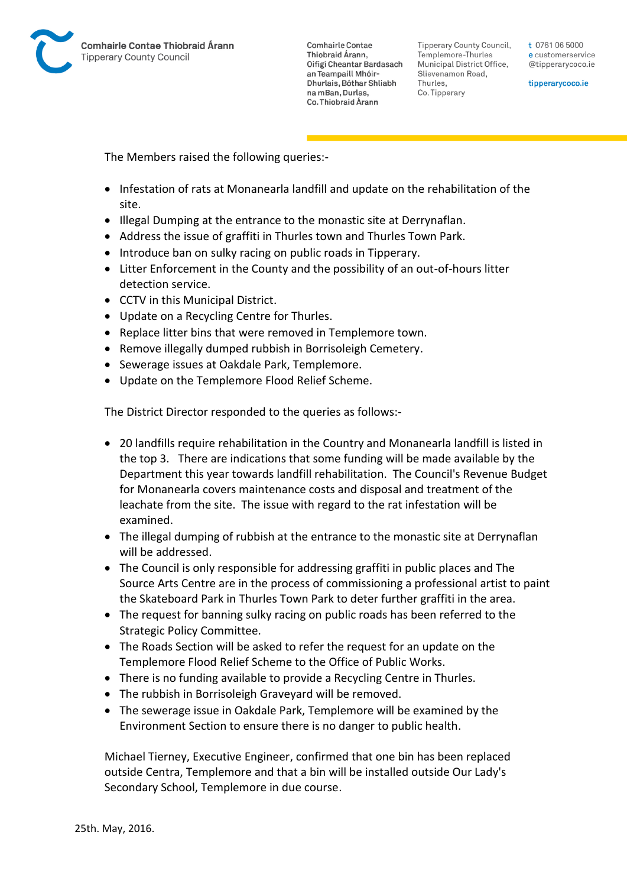The Members raised the following queries:-

- Infestation of rats at Monanearla landfill and update on the rehabilitation of the site.
- Illegal Dumping at the entrance to the monastic site at Derrynaflan.
- Address the issue of graffiti in Thurles town and Thurles Town Park.
- Introduce ban on sulky racing on public roads in Tipperary.
- Litter Enforcement in the County and the possibility of an out-of-hours litter detection service.
- CCTV in this Municipal District.
- Update on a Recycling Centre for Thurles.
- Replace litter bins that were removed in Templemore town.
- Remove illegally dumped rubbish in Borrisoleigh Cemetery.
- Sewerage issues at Oakdale Park, Templemore.
- Update on the Templemore Flood Relief Scheme.

The District Director responded to the queries as follows:-

- 20 landfills require rehabilitation in the Country and Monanearla landfill is listed in the top 3. There are indications that some funding will be made available by the Department this year towards landfill rehabilitation. The Council's Revenue Budget for Monanearla covers maintenance costs and disposal and treatment of the leachate from the site. The issue with regard to the rat infestation will be examined.
- The illegal dumping of rubbish at the entrance to the monastic site at Derrynaflan will be addressed.
- The Council is only responsible for addressing graffiti in public places and The Source Arts Centre are in the process of commissioning a professional artist to paint the Skateboard Park in Thurles Town Park to deter further graffiti in the area.
- The request for banning sulky racing on public roads has been referred to the Strategic Policy Committee.
- The Roads Section will be asked to refer the request for an update on the Templemore Flood Relief Scheme to the Office of Public Works.
- There is no funding available to provide a Recycling Centre in Thurles.
- The rubbish in Borrisoleigh Graveyard will be removed.
- The sewerage issue in Oakdale Park, Templemore will be examined by the Environment Section to ensure there is no danger to public health.

Michael Tierney, Executive Engineer, confirmed that one bin has been replaced outside Centra, Templemore and that a bin will be installed outside Our Lady's Secondary School, Templemore in due course.

25th. May, 2016.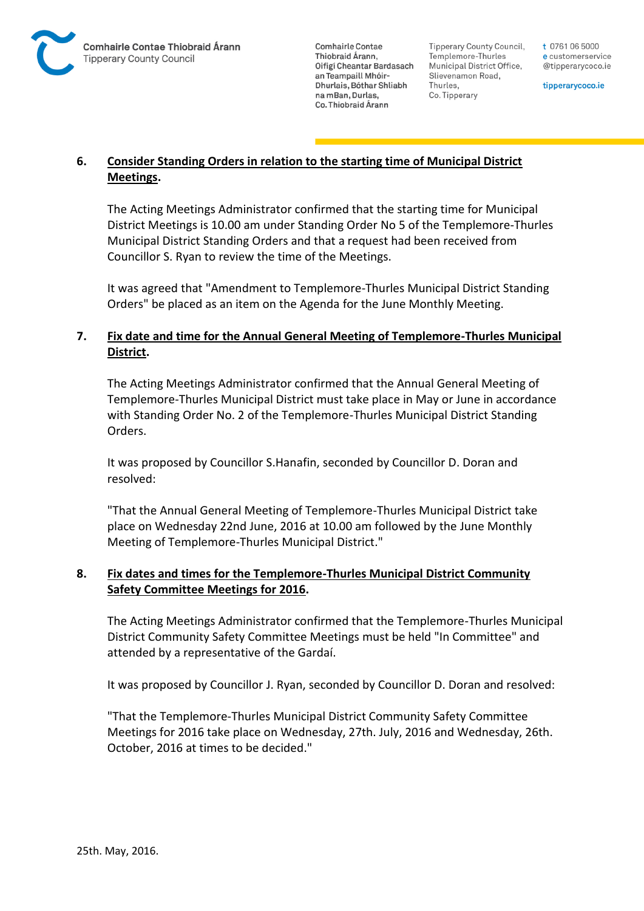**6. Consider Standing Orders in relation to the starting time of Municipal District Meetings.**

The Acting Meetings Administrator confirmed that the starting time for Municipal District Meetings is 10.00 am under Standing Order No 5 of the Templemore-Thurles Municipal District Standing Orders and that a request had been received from Councillor S. Ryan to review the time of the Meetings.

It was agreed that "Amendment to Templemore-Thurles Municipal District Standing Orders" be placed as an item on the Agenda for the June Monthly Meeting.

**7. Fix date and time for the Annual General Meeting of Templemore-Thurles Municipal District.**

The Acting Meetings Administrator confirmed that the Annual General Meeting of Templemore-Thurles Municipal District must take place in May or June in accordance with Standing Order No. 2 of the Templemore-Thurles Municipal District Standing Orders.

It was proposed by Councillor S.Hanafin, seconded by Councillor D. Doran and resolved:

"That the Annual General Meeting of Templemore-Thurles Municipal District take place on Wednesday 22nd June, 2016 at 10.00 am followed by the June Monthly Meeting of Templemore-Thurles Municipal District."

**8. Fix dates and times for the Templemore-Thurles Municipal District Community Safety Committee Meetings for 2016.**

The Acting Meetings Administrator confirmed that the Templemore-Thurles Municipal District Community Safety Committee Meetings must be held "In Committee" and attended by a representative of the Gardaí.

It was proposed by Councillor J. Ryan, seconded by Councillor D. Doran and resolved:

"That the Templemore-Thurles Municipal District Community Safety Committee Meetings for 2016 take place on Wednesday, 27th. July, 2016 and Wednesday, 26th. October, 2016 at times to be decided."

25th. May, 2016.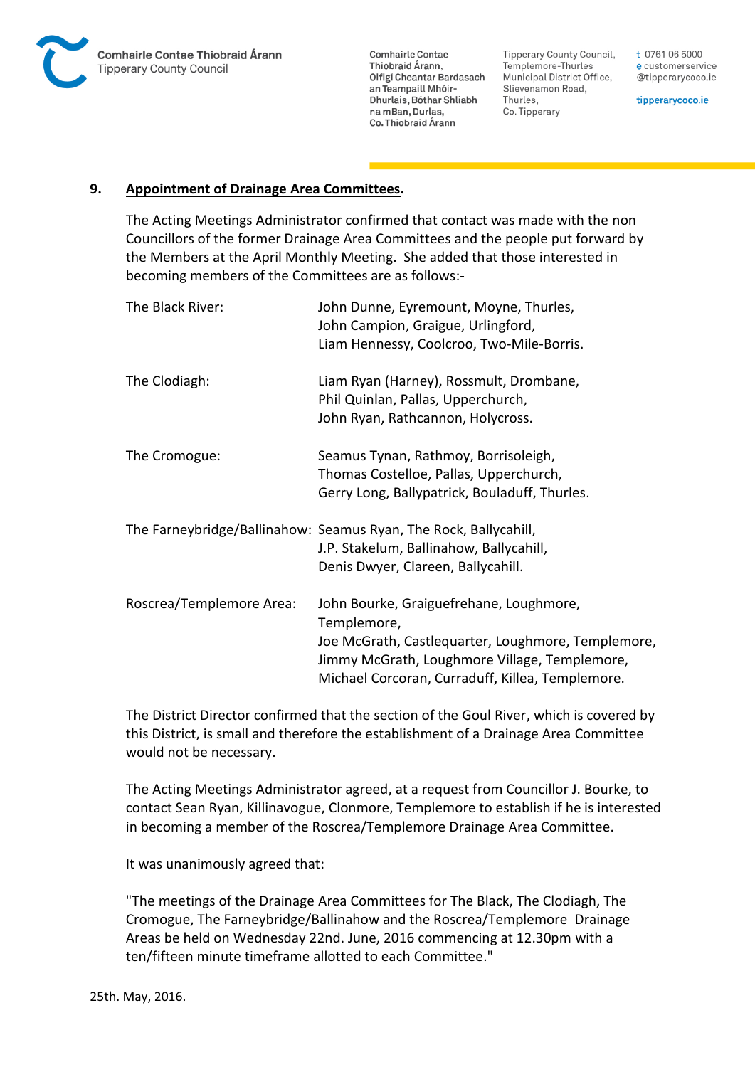## 9. Appointment of Drainage Area Committees.

The Acting Meetings Administrator confirmed that contact was made with the non Councillors of the former Drainage Area Committees and the people put forward by the Members at the April Monthly Meeting. She added that those interested in becoming members of the Committees are as follows:-

| | |
|---|---|
| The Black River: | John Dunne, Eyremount, Moyne, Thurles,<br>John Campion, Graigue, Urlingford,<br>Liam Hennessy, Coolcroo, Two-Mile-Borris. |
| The Clodiagh: | Liam Ryan (Harney), Rossmult, Drombane,<br>Phil Quinlan, Pallas, Upperchurch,<br>John Ryan, Rathcannon, Holycross. |
| The Cromogue: | Seamus Tynan, Rathmoy, Borrisoleigh,<br>Thomas Costelloe, Pallas, Upperchurch,<br>Gerry Long, Ballypatrick, Bouladuff, Thurles. |
| The Farneybridge/Ballinahow: | Seamus Ryan, The Rock, Ballycahill,<br>J.P. Stakelum, Ballinahow, Ballycahill,<br>Denis Dwyer, Clareen, Ballycahill. |
| Roscrea/Templemore Area: | John Bourke, Graiguefrehane, Loughmore, Templemore,<br>Joe McGrath, Castlequarter, Loughmore, Templemore,<br>Jimmy McGrath, Loughmore Village, Templemore,<br>Michael Corcoran, Curraduff, Killea, Templemore. |

The District Director confirmed that the section of the Goul River, which is covered by this District, is small and therefore the establishment of a Drainage Area Committee would not be necessary.

The Acting Meetings Administrator agreed, at a request from Councillor J. Bourke, to contact Sean Ryan, Killinavogue, Clonmore, Templemore to establish if he is interested in becoming a member of the Roscrea/Templemore Drainage Area Committee.

It was unanimously agreed that:

"The meetings of the Drainage Area Committees for The Black, The Clodiagh, The Cromogue, The Farneybridge/Ballinahow and the Roscrea/Templemore Drainage Areas be held on Wednesday 22nd. June, 2016 commencing at 12.30pm with a ten/fifteen minute timeframe allotted to each Committee."

25th. May, 2016.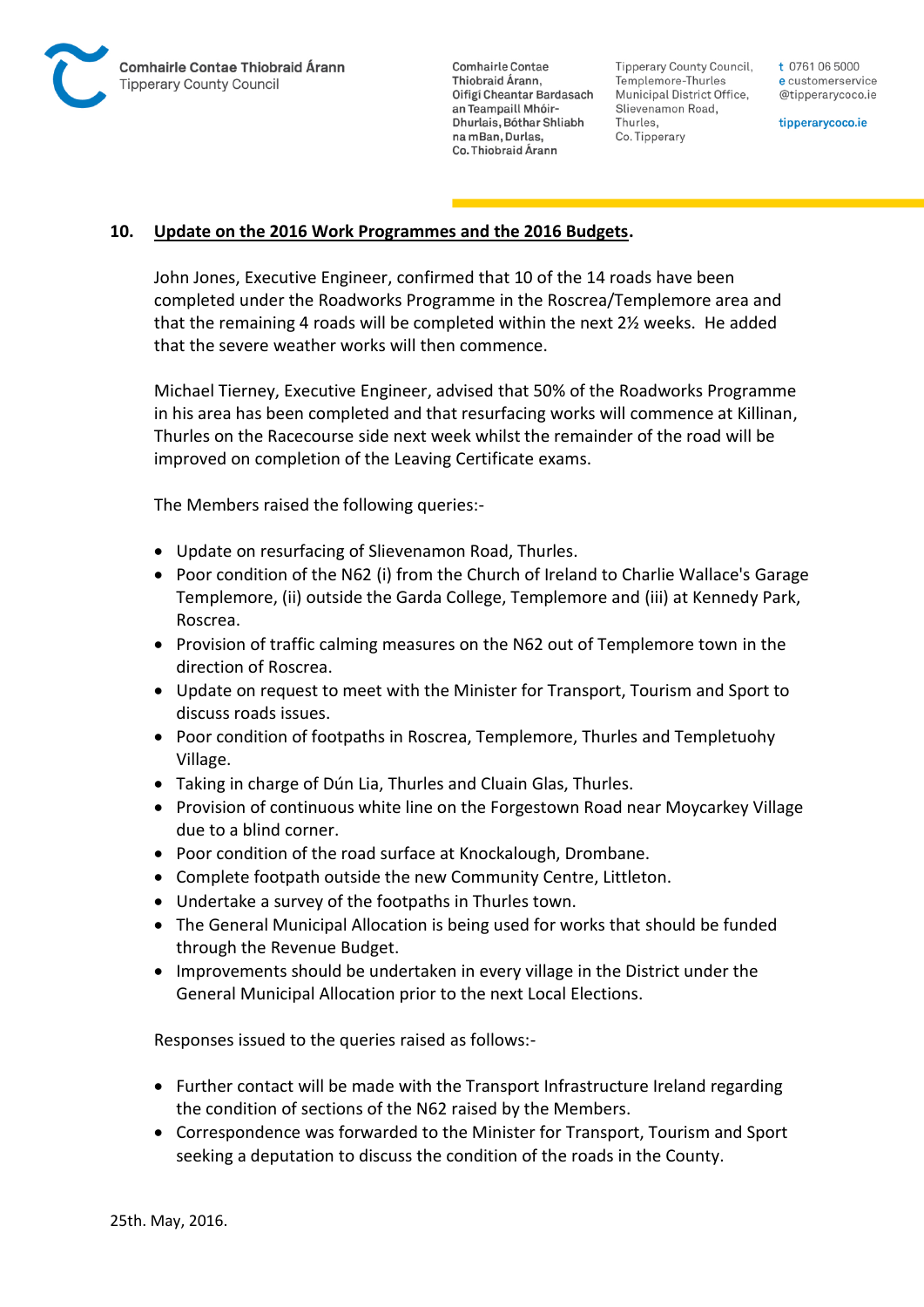## 10. Update on the 2016 Work Programmes and the 2016 Budgets.

John Jones, Executive Engineer, confirmed that 10 of the 14 roads have been completed under the Roadworks Programme in the Roscrea/Templemore area and that the remaining 4 roads will be completed within the next 2½ weeks. He added that the severe weather works will then commence.

Michael Tierney, Executive Engineer, advised that 50% of the Roadworks Programme in his area has been completed and that resurfacing works will commence at Killinan, Thurles on the Racecourse side next week whilst the remainder of the road will be improved on completion of the Leaving Certificate exams.

The Members raised the following queries:-

- Update on resurfacing of Slievenamon Road, Thurles.
- Poor condition of the N62 (i) from the Church of Ireland to Charlie Wallace's Garage Templemore, (ii) outside the Garda College, Templemore and (iii) at Kennedy Park, Roscrea.
- Provision of traffic calming measures on the N62 out of Templemore town in the direction of Roscrea.
- Update on request to meet with the Minister for Transport, Tourism and Sport to discuss roads issues.
- Poor condition of footpaths in Roscrea, Templemore, Thurles and Templetuohy Village.
- Taking in charge of Dún Lia, Thurles and Cluain Glas, Thurles.
- Provision of continuous white line on the Forgestown Road near Moycarkey Village due to a blind corner.
- Poor condition of the road surface at Knockalough, Drombane.
- Complete footpath outside the new Community Centre, Littleton.
- Undertake a survey of the footpaths in Thurles town.
- The General Municipal Allocation is being used for works that should be funded through the Revenue Budget.
- Improvements should be undertaken in every village in the District under the General Municipal Allocation prior to the next Local Elections.

Responses issued to the queries raised as follows:-

- Further contact will be made with the Transport Infrastructure Ireland regarding the condition of sections of the N62 raised by the Members.
- Correspondence was forwarded to the Minister for Transport, Tourism and Sport seeking a deputation to discuss the condition of the roads in the County.

25th. May, 2016.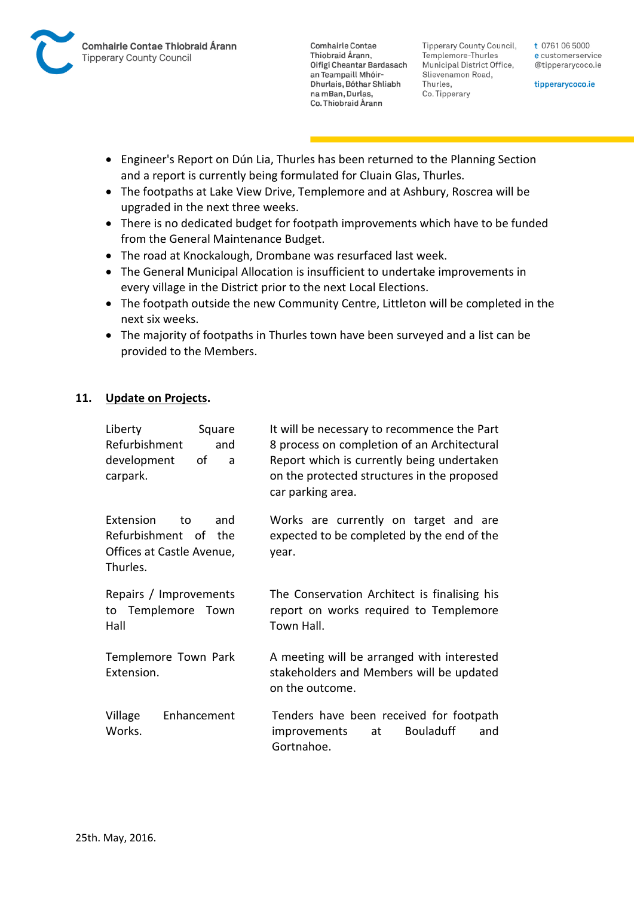- Engineer's Report on Dún Lia, Thurles has been returned to the Planning Section and a report is currently being formulated for Cluain Glas, Thurles.
- The footpaths at Lake View Drive, Templemore and at Ashbury, Roscrea will be upgraded in the next three weeks.
- There is no dedicated budget for footpath improvements which have to be funded from the General Maintenance Budget.
- The road at Knockalough, Drombane was resurfaced last week.
- The General Municipal Allocation is insufficient to undertake improvements in every village in the District prior to the next Local Elections.
- The footpath outside the new Community Centre, Littleton will be completed in the next six weeks.
- The majority of footpaths in Thurles town have been surveyed and a list can be provided to the Members.

## 11. Update on Projects.

| | |
|---|---|
| Liberty Square Refurbishment and development of a carpark. | It will be necessary to recommence the Part 8 process on completion of an Architectural Report which is currently being undertaken on the protected structures in the proposed car parking area. |
| Extension to and Refurbishment of the Offices at Castle Avenue, Thurles. | Works are currently on target and are expected to be completed by the end of the year. |
| Repairs / Improvements to Templemore Town Hall | The Conservation Architect is finalising his report on works required to Templemore Town Hall. |
| Templemore Town Park Extension. | A meeting will be arranged with interested stakeholders and Members will be updated on the outcome. |
| Village Enhancement Works. | Tenders have been received for footpath improvements at Bouladuff and Gortnahoe. |

25th. May, 2016.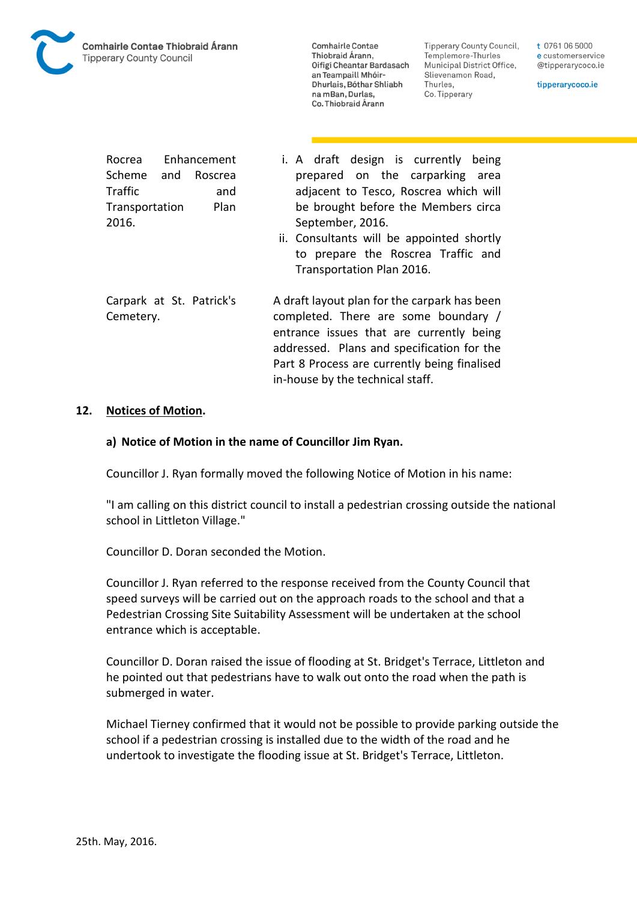| | |
|---|---|
| Rocrea Enhancement Scheme and Roscrea Traffic and Transportation Plan 2016. | i. A draft design is currently being prepared on the carparking area adjacent to Tesco, Roscrea which will be brought before the Members circa September, 2016.<br>ii. Consultants will be appointed shortly to prepare the Roscrea Traffic and Transportation Plan 2016. |
| Carpark at St. Patrick's Cemetery. | A draft layout plan for the carpark has been completed. There are some boundary / entrance issues that are currently being addressed. Plans and specification for the Part 8 Process are currently being finalised in-house by the technical staff. |

**12. Notices of Motion.**

**a) Notice of Motion in the name of Councillor Jim Ryan.**

Councillor J. Ryan formally moved the following Notice of Motion in his name:

"I am calling on this district council to install a pedestrian crossing outside the national school in Littleton Village."

Councillor D. Doran seconded the Motion.

Councillor J. Ryan referred to the response received from the County Council that speed surveys will be carried out on the approach roads to the school and that a Pedestrian Crossing Site Suitability Assessment will be undertaken at the school entrance which is acceptable.

Councillor D. Doran raised the issue of flooding at St. Bridget's Terrace, Littleton and he pointed out that pedestrians have to walk out onto the road when the path is submerged in water.

Michael Tierney confirmed that it would not be possible to provide parking outside the school if a pedestrian crossing is installed due to the width of the road and he undertook to investigate the flooding issue at St. Bridget's Terrace, Littleton.

25th. May, 2016.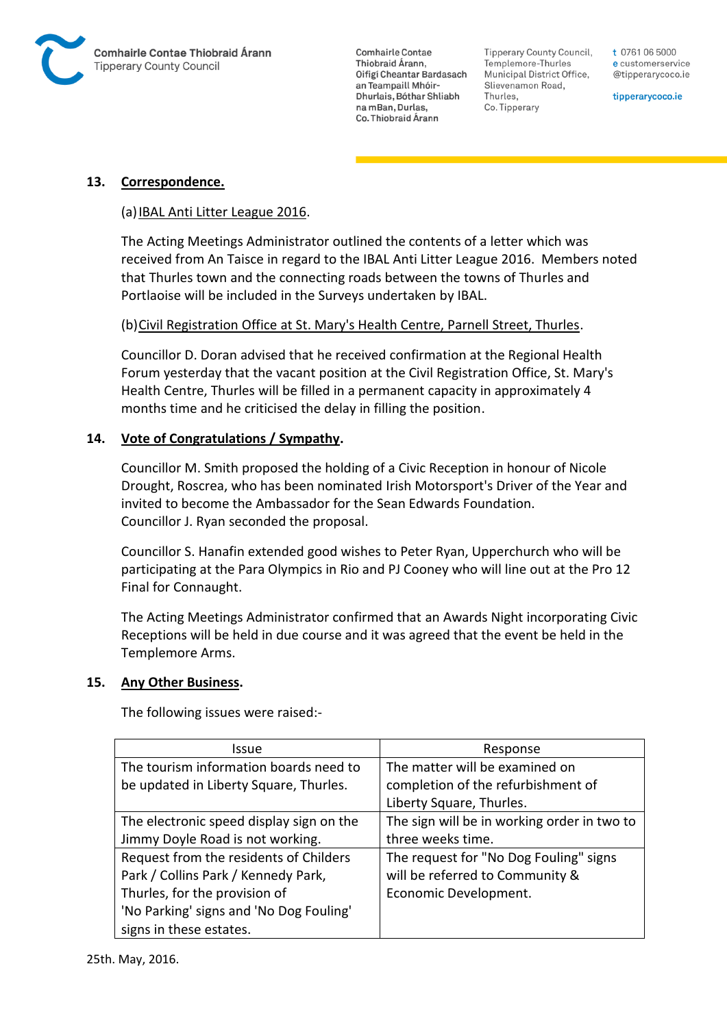## 13. Correspondence.

(a) IBAL Anti Litter League 2016.

The Acting Meetings Administrator outlined the contents of a letter which was received from An Taisce in regard to the IBAL Anti Litter League 2016. Members noted that Thurles town and the connecting roads between the towns of Thurles and Portlaoise will be included in the Surveys undertaken by IBAL.

(b) Civil Registration Office at St. Mary's Health Centre, Parnell Street, Thurles.

Councillor D. Doran advised that he received confirmation at the Regional Health Forum yesterday that the vacant position at the Civil Registration Office, St. Mary's Health Centre, Thurles will be filled in a permanent capacity in approximately 4 months time and he criticised the delay in filling the position.

## 14. Vote of Congratulations / Sympathy.

Councillor M. Smith proposed the holding of a Civic Reception in honour of Nicole Drought, Roscrea, who has been nominated Irish Motorsport's Driver of the Year and invited to become the Ambassador for the Sean Edwards Foundation.
Councillor J. Ryan seconded the proposal.

Councillor S. Hanafin extended good wishes to Peter Ryan, Upperchurch who will be participating at the Para Olympics in Rio and PJ Cooney who will line out at the Pro 12 Final for Connaught.

The Acting Meetings Administrator confirmed that an Awards Night incorporating Civic Receptions will be held in due course and it was agreed that the event be held in the Templemore Arms.

## 15. Any Other Business.

The following issues were raised:-

| Issue | Response |
|---|---|
| The tourism information boards need to be updated in Liberty Square, Thurles. | The matter will be examined on completion of the refurbishment of Liberty Square, Thurles. |
| The electronic speed display sign on the Jimmy Doyle Road is not working. | The sign will be in working order in two to three weeks time. |
| Request from the residents of Childers Park / Collins Park / Kennedy Park, Thurles, for the provision of 'No Parking' signs and 'No Dog Fouling' signs in these estates. | The request for "No Dog Fouling" signs will be referred to Community & Economic Development. |

25th. May, 2016.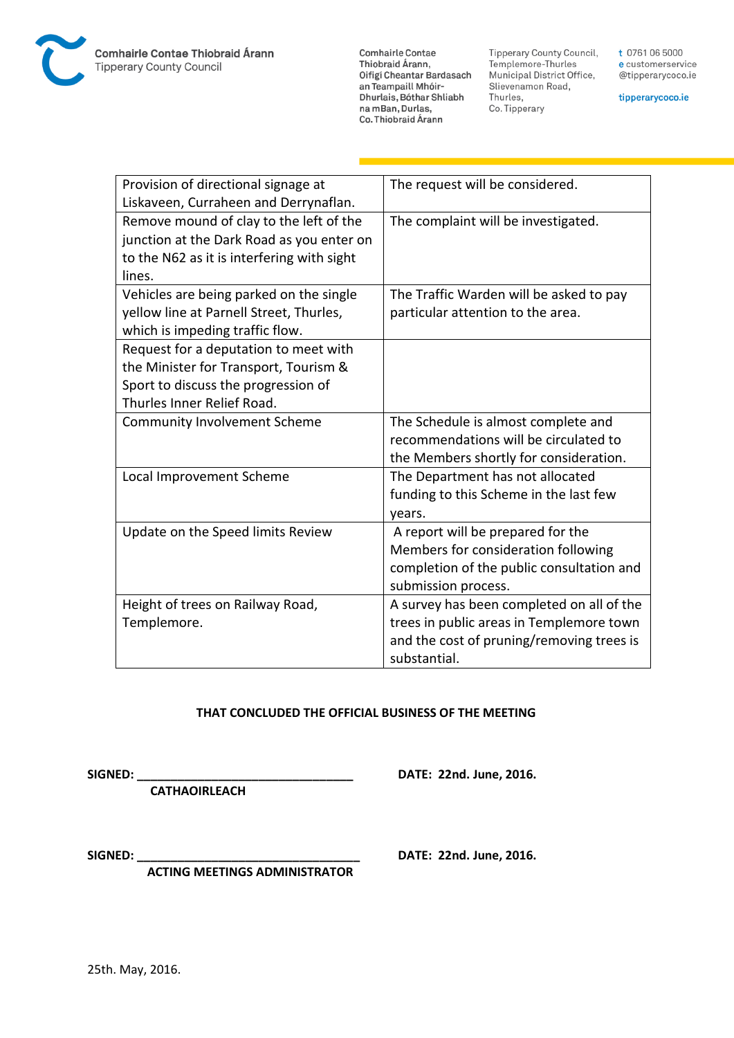| | |
|---|---|
| Provision of directional signage at Liskaveen, Curraheen and Derrynaflan. | The request will be considered. |
| Remove mound of clay to the left of the junction at the Dark Road as you enter on to the N62 as it is interfering with sight lines. | The complaint will be investigated. |
| Vehicles are being parked on the single yellow line at Parnell Street, Thurles, which is impeding traffic flow. | The Traffic Warden will be asked to pay particular attention to the area. |
| Request for a deputation to meet with the Minister for Transport, Tourism & Sport to discuss the progression of Thurles Inner Relief Road. | |
| Community Involvement Scheme | The Schedule is almost complete and recommendations will be circulated to the Members shortly for consideration. |
| Local Improvement Scheme | The Department has not allocated funding to this Scheme in the last few years. |
| Update on the Speed limits Review | A report will be prepared for the Members for consideration following completion of the public consultation and submission process. |
| Height of trees on Railway Road, Templemore. | A survey has been completed on all of the trees in public areas in Templemore town and the cost of pruning/removing trees is substantial. |

**THAT CONCLUDED THE OFFICIAL BUSINESS OF THE MEETING**

**SIGNED: \_\_\_\_\_\_\_\_\_\_\_\_\_\_\_\_\_\_\_\_\_\_\_\_\_\_\_\_\_\_\_\_** **DATE: 22nd. June, 2016.**
**CATHAOIRLEACH**

**SIGNED: \_\_\_\_\_\_\_\_\_\_\_\_\_\_\_\_\_\_\_\_\_\_\_\_\_\_\_\_\_\_\_\_** **DATE: 22nd. June, 2016.**
**ACTING MEETINGS ADMINISTRATOR**

25th. May, 2016.